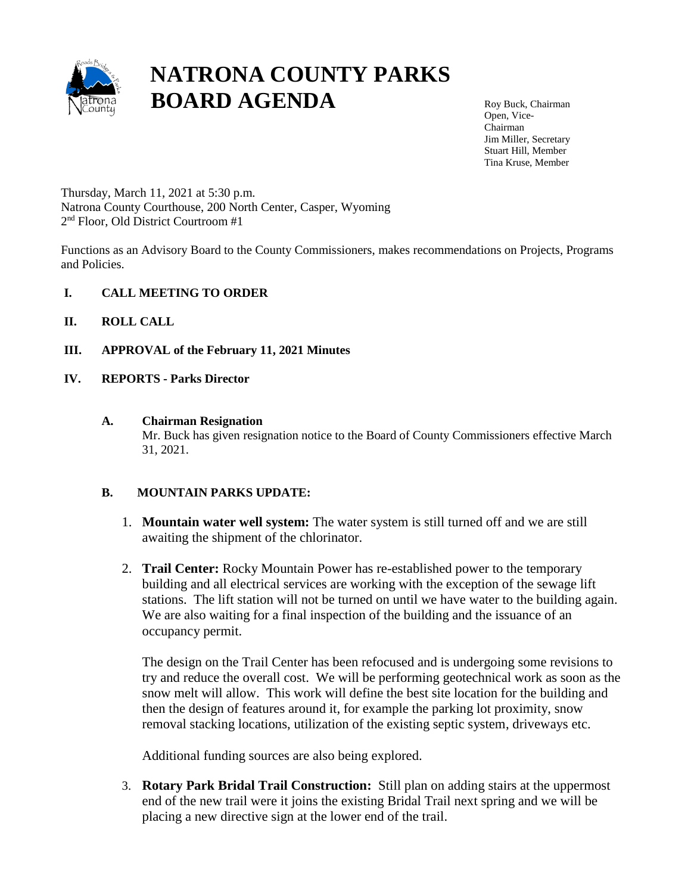# NATRONA COUNTY PARKS BOARD AGENDA

Roy Buck, Chairman
Open, Vice-Chairman
Jim Miller, Secretary
Stuart Hill, Member
Tina Kruse, Member

Thursday, March 11, 2021 at 5:30 p.m.
Natrona County Courthouse, 200 North Center, Casper, Wyoming
2nd Floor, Old District Courtroom #1

Functions as an Advisory Board to the County Commissioners, makes recommendations on Projects, Programs and Policies.

**I. CALL MEETING TO ORDER**

**II. ROLL CALL**

**III. APPROVAL of the February 11, 2021 Minutes**

**IV. REPORTS - Parks Director**

**A. Chairman Resignation**
Mr. Buck has given resignation notice to the Board of County Commissioners effective March 31, 2021.

**B. MOUNTAIN PARKS UPDATE:**

1. **Mountain water well system:** The water system is still turned off and we are still awaiting the shipment of the chlorinator.

2. **Trail Center:** Rocky Mountain Power has re-established power to the temporary building and all electrical services are working with the exception of the sewage lift stations. The lift station will not be turned on until we have water to the building again. We are also waiting for a final inspection of the building and the issuance of an occupancy permit.

   The design on the Trail Center has been refocused and is undergoing some revisions to try and reduce the overall cost. We will be performing geotechnical work as soon as the snow melt will allow. This work will define the best site location for the building and then the design of features around it, for example the parking lot proximity, snow removal stacking locations, utilization of the existing septic system, driveways etc.

   Additional funding sources are also being explored.

3. **Rotary Park Bridal Trail Construction:** Still plan on adding stairs at the uppermost end of the new trail were it joins the existing Bridal Trail next spring and we will be placing a new directive sign at the lower end of the trail.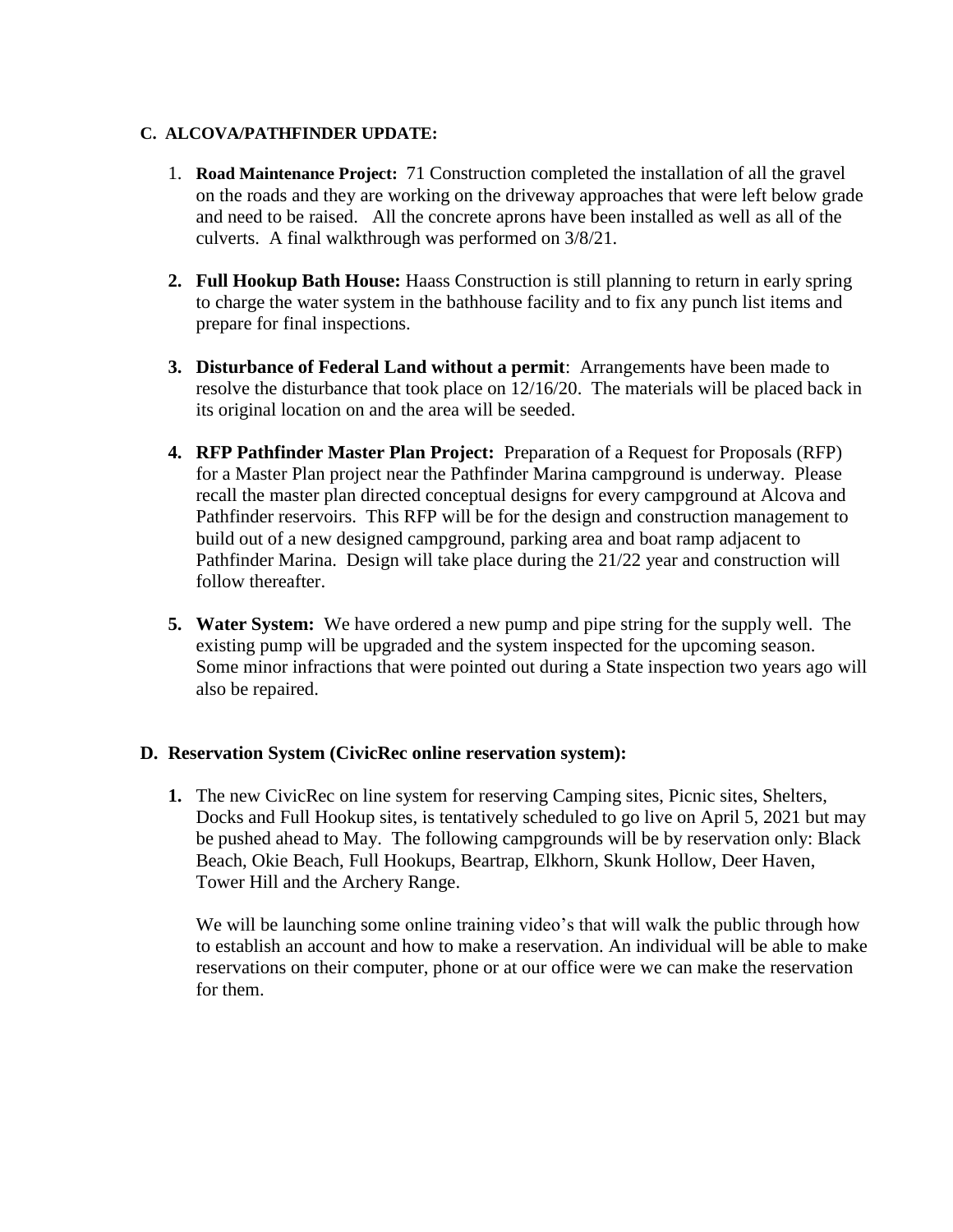**C. ALCOVA/PATHFINDER UPDATE:**

1. **Road Maintenance Project:** 71 Construction completed the installation of all the gravel on the roads and they are working on the driveway approaches that were left below grade and need to be raised. All the concrete aprons have been installed as well as all of the culverts. A final walkthrough was performed on 3/8/21.

2. **Full Hookup Bath House:** Haass Construction is still planning to return in early spring to charge the water system in the bathhouse facility and to fix any punch list items and prepare for final inspections.

3. **Disturbance of Federal Land without a permit**: Arrangements have been made to resolve the disturbance that took place on 12/16/20. The materials will be placed back in its original location on and the area will be seeded.

4. **RFP Pathfinder Master Plan Project:** Preparation of a Request for Proposals (RFP) for a Master Plan project near the Pathfinder Marina campground is underway. Please recall the master plan directed conceptual designs for every campground at Alcova and Pathfinder reservoirs. This RFP will be for the design and construction management to build out of a new designed campground, parking area and boat ramp adjacent to Pathfinder Marina. Design will take place during the 21/22 year and construction will follow thereafter.

5. **Water System:** We have ordered a new pump and pipe string for the supply well. The existing pump will be upgraded and the system inspected for the upcoming season. Some minor infractions that were pointed out during a State inspection two years ago will also be repaired.

**D. Reservation System (CivicRec online reservation system):**

1. The new CivicRec on line system for reserving Camping sites, Picnic sites, Shelters, Docks and Full Hookup sites, is tentatively scheduled to go live on April 5, 2021 but may be pushed ahead to May. The following campgrounds will be by reservation only: Black Beach, Okie Beach, Full Hookups, Beartrap, Elkhorn, Skunk Hollow, Deer Haven, Tower Hill and the Archery Range.

   We will be launching some online training video's that will walk the public through how to establish an account and how to make a reservation. An individual will be able to make reservations on their computer, phone or at our office were we can make the reservation for them.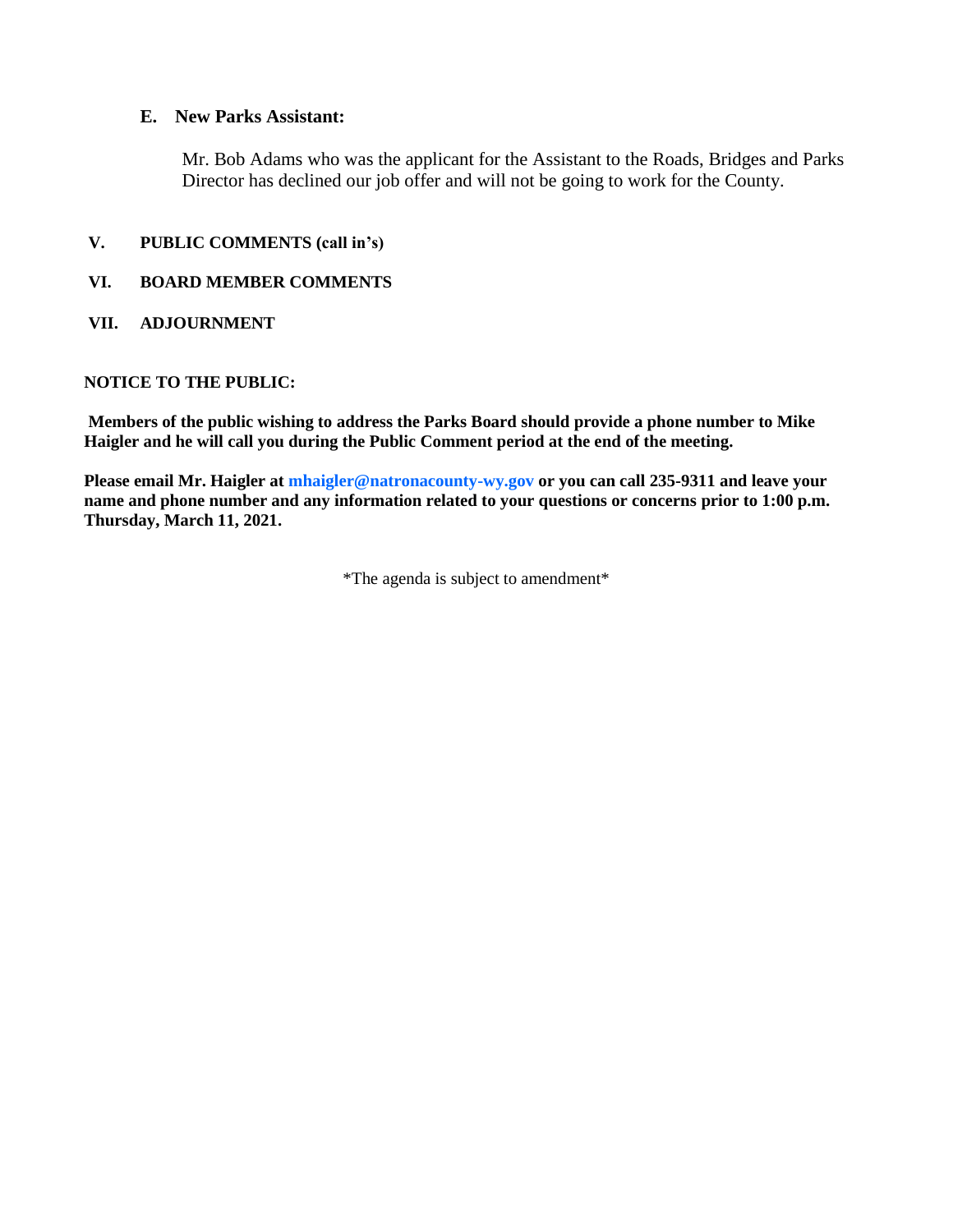### E. New Parks Assistant:

Mr. Bob Adams who was the applicant for the Assistant to the Roads, Bridges and Parks Director has declined our job offer and will not be going to work for the County.

## V. PUBLIC COMMENTS (call in's)

## VI. BOARD MEMBER COMMENTS

## VII. ADJOURNMENT

**NOTICE TO THE PUBLIC:**

**Members of the public wishing to address the Parks Board should provide a phone number to Mike Haigler and he will call you during the Public Comment period at the end of the meeting.**

**Please email Mr. Haigler at mhaigler@natronacounty-wy.gov or you can call 235-9311 and leave your name and phone number and any information related to your questions or concerns prior to 1:00 p.m. Thursday, March 11, 2021.**

*The agenda is subject to amendment*